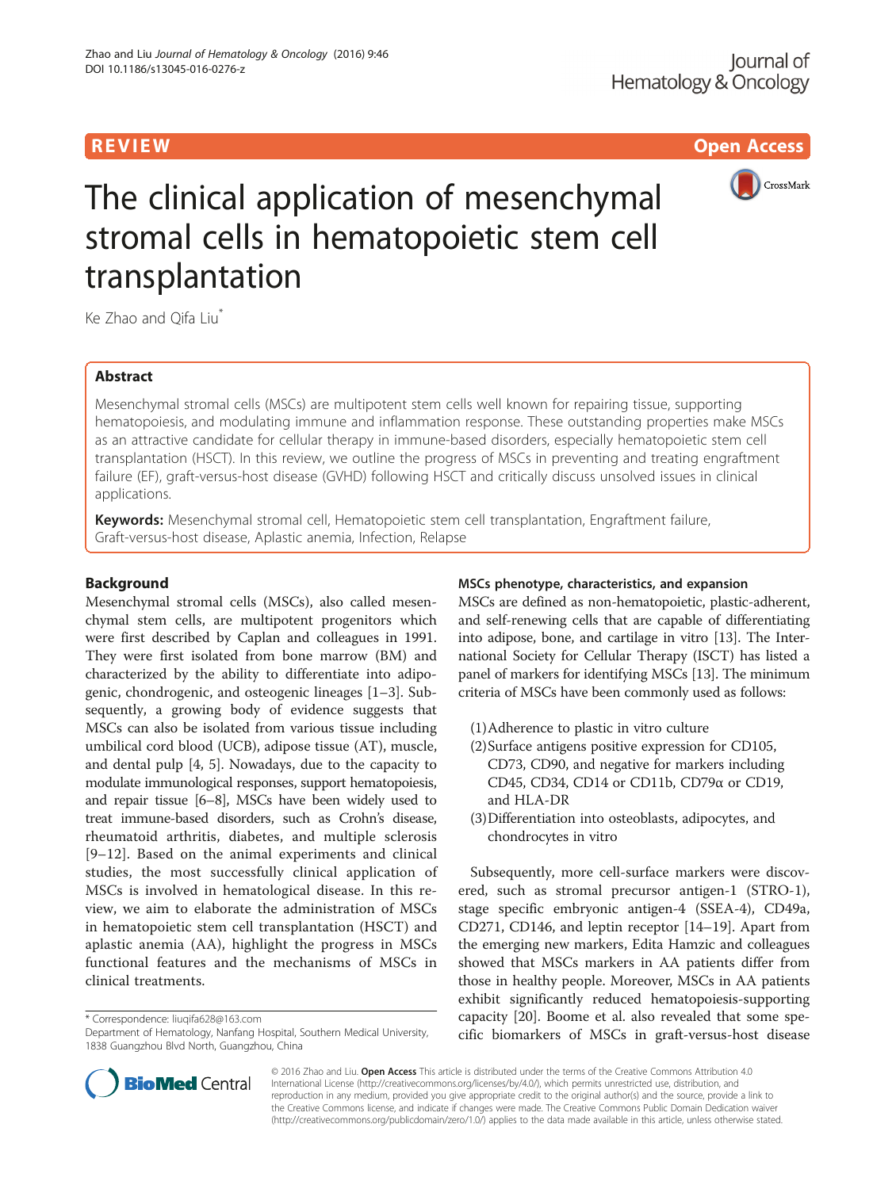REVIEW Open Access

# The clinical application of mesenchymal stromal cells in hematopoietic stem cell transplantation

Ke Zhao and Qifa Liu*

## Abstract

Mesenchymal stromal cells (MSCs) are multipotent stem cells well known for repairing tissue, supporting hematopoiesis, and modulating immune and inflammation response. These outstanding properties make MSCs as an attractive candidate for cellular therapy in immune-based disorders, especially hematopoietic stem cell transplantation (HSCT). In this review, we outline the progress of MSCs in preventing and treating engraftment failure (EF), graft-versus-host disease (GVHD) following HSCT and critically discuss unsolved issues in clinical applications.

**Keywords:** Mesenchymal stromal cell, Hematopoietic stem cell transplantation, Engraftment failure, Graft-versus-host disease, Aplastic anemia, Infection, Relapse

## Background

Mesenchymal stromal cells (MSCs), also called mesenchymal stem cells, are multipotent progenitors which were first described by Caplan and colleagues in 1991. They were first isolated from bone marrow (BM) and characterized by the ability to differentiate into adipogenic, chondrogenic, and osteogenic lineages [1–3]. Subsequently, a growing body of evidence suggests that MSCs can also be isolated from various tissue including umbilical cord blood (UCB), adipose tissue (AT), muscle, and dental pulp [4, 5]. Nowadays, due to the capacity to modulate immunological responses, support hematopoiesis, and repair tissue [6–8], MSCs have been widely used to treat immune-based disorders, such as Crohn's disease, rheumatoid arthritis, diabetes, and multiple sclerosis [9–12]. Based on the animal experiments and clinical studies, the most successfully clinical application of MSCs is involved in hematological disease. In this review, we aim to elaborate the administration of MSCs in hematopoietic stem cell transplantation (HSCT) and aplastic anemia (AA), highlight the progress in MSCs functional features and the mechanisms of MSCs in clinical treatments.

\* Correspondence: liuqifa628@163.com
Department of Hematology, Nanfang Hospital, Southern Medical University, 1838 Guangzhou Blvd North, Guangzhou, China

### MSCs phenotype, characteristics, and expansion

MSCs are defined as non-hematopoietic, plastic-adherent, and self-renewing cells that are capable of differentiating into adipose, bone, and cartilage in vitro [13]. The International Society for Cellular Therapy (ISCT) has listed a panel of markers for identifying MSCs [13]. The minimum criteria of MSCs have been commonly used as follows:

(1) Adherence to plastic in vitro culture
(2) Surface antigens positive expression for CD105, CD73, CD90, and negative for markers including CD45, CD34, CD14 or CD11b, CD79α or CD19, and HLA-DR
(3) Differentiation into osteoblasts, adipocytes, and chondrocytes in vitro

Subsequently, more cell-surface markers were discovered, such as stromal precursor antigen-1 (STRO-1), stage specific embryonic antigen-4 (SSEA-4), CD49a, CD271, CD146, and leptin receptor [14–19]. Apart from the emerging new markers, Edita Hamzic and colleagues showed that MSCs markers in AA patients differ from those in healthy people. Moreover, MSCs in AA patients exhibit significantly reduced hematopoiesis-supporting capacity [20]. Boome et al. also revealed that some specific biomarkers of MSCs in graft-versus-host disease

© 2016 Zhao and Liu. **Open Access** This article is distributed under the terms of the Creative Commons Attribution 4.0 International License (http://creativecommons.org/licenses/by/4.0/), which permits unrestricted use, distribution, and reproduction in any medium, provided you give appropriate credit to the original author(s) and the source, provide a link to the Creative Commons license, and indicate if changes were made. The Creative Commons Public Domain Dedication waiver (http://creativecommons.org/publicdomain/zero/1.0/) applies to the data made available in this article, unless otherwise stated.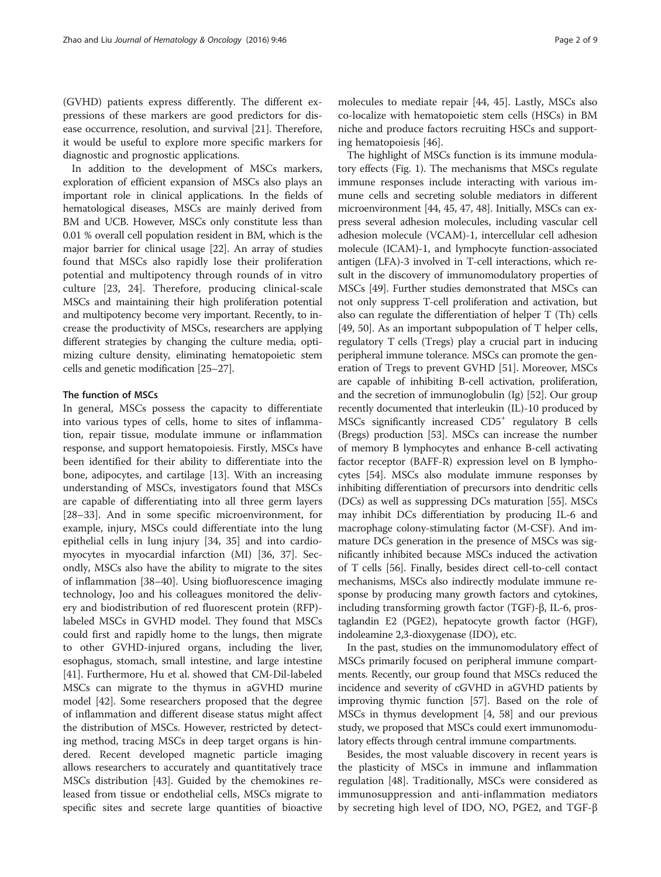(GVHD) patients express differently. The different expressions of these markers are good predictors for disease occurrence, resolution, and survival [21]. Therefore, it would be useful to explore more specific markers for diagnostic and prognostic applications.

In addition to the development of MSCs markers, exploration of efficient expansion of MSCs also plays an important role in clinical applications. In the fields of hematological diseases, MSCs are mainly derived from BM and UCB. However, MSCs only constitute less than 0.01 % overall cell population resident in BM, which is the major barrier for clinical usage [22]. An array of studies found that MSCs also rapidly lose their proliferation potential and multipotency through rounds of in vitro culture [23, 24]. Therefore, producing clinical-scale MSCs and maintaining their high proliferation potential and multipotency become very important. Recently, to increase the productivity of MSCs, researchers are applying different strategies by changing the culture media, optimizing culture density, eliminating hematopoietic stem cells and genetic modification [25–27].

### The function of MSCs

In general, MSCs possess the capacity to differentiate into various types of cells, home to sites of inflammation, repair tissue, modulate immune or inflammation response, and support hematopoiesis. Firstly, MSCs have been identified for their ability to differentiate into the bone, adipocytes, and cartilage [13]. With an increasing understanding of MSCs, investigators found that MSCs are capable of differentiating into all three germ layers [28–33]. And in some specific microenvironment, for example, injury, MSCs could differentiate into the lung epithelial cells in lung injury [34, 35] and into cardiomyocytes in myocardial infarction (MI) [36, 37]. Secondly, MSCs also have the ability to migrate to the sites of inflammation [38–40]. Using biofluorescence imaging technology, Joo and his colleagues monitored the delivery and biodistribution of red fluorescent protein (RFP)-labeled MSCs in GVHD model. They found that MSCs could first and rapidly home to the lungs, then migrate to other GVHD-injured organs, including the liver, esophagus, stomach, small intestine, and large intestine [41]. Furthermore, Hu et al. showed that CM-Dil-labeled MSCs can migrate to the thymus in aGVHD murine model [42]. Some researchers proposed that the degree of inflammation and different disease status might affect the distribution of MSCs. However, restricted by detecting method, tracing MSCs in deep target organs is hindered. Recent developed magnetic particle imaging allows researchers to accurately and quantitatively trace MSCs distribution [43]. Guided by the chemokines released from tissue or endothelial cells, MSCs migrate to specific sites and secrete large quantities of bioactive molecules to mediate repair [44, 45]. Lastly, MSCs also co-localize with hematopoietic stem cells (HSCs) in BM niche and produce factors recruiting HSCs and supporting hematopoiesis [46].

The highlight of MSCs function is its immune modulatory effects (Fig. 1). The mechanisms that MSCs regulate immune responses include interacting with various immune cells and secreting soluble mediators in different microenvironment [44, 45, 47, 48]. Initially, MSCs can express several adhesion molecules, including vascular cell adhesion molecule (VCAM)-1, intercellular cell adhesion molecule (ICAM)-1, and lymphocyte function-associated antigen (LFA)-3 involved in T-cell interactions, which result in the discovery of immunomodulatory properties of MSCs [49]. Further studies demonstrated that MSCs can not only suppress T-cell proliferation and activation, but also can regulate the differentiation of helper T (Th) cells [49, 50]. As an important subpopulation of T helper cells, regulatory T cells (Tregs) play a crucial part in inducing peripheral immune tolerance. MSCs can promote the generation of Tregs to prevent GVHD [51]. Moreover, MSCs are capable of inhibiting B-cell activation, proliferation, and the secretion of immunoglobulin (Ig) [52]. Our group recently documented that interleukin (IL)-10 produced by MSCs significantly increased $CD5^+$ regulatory B cells (Bregs) production [53]. MSCs can increase the number of memory B lymphocytes and enhance B-cell activating factor receptor (BAFF-R) expression level on B lymphocytes [54]. MSCs also modulate immune responses by inhibiting differentiation of precursors into dendritic cells (DCs) as well as suppressing DCs maturation [55]. MSCs may inhibit DCs differentiation by producing IL-6 and macrophage colony-stimulating factor (M-CSF). And immature DCs generation in the presence of MSCs was significantly inhibited because MSCs induced the activation of T cells [56]. Finally, besides direct cell-to-cell contact mechanisms, MSCs also indirectly modulate immune response by producing many growth factors and cytokines, including transforming growth factor (TGF)-β, IL-6, prostaglandin E2 (PGE2), hepatocyte growth factor (HGF), indoleamine 2,3-dioxygenase (IDO), etc.

In the past, studies on the immunomodulatory effect of MSCs primarily focused on peripheral immune compartments. Recently, our group found that MSCs reduced the incidence and severity of cGVHD in aGVHD patients by improving thymic function [57]. Based on the role of MSCs in thymus development [4, 58] and our previous study, we proposed that MSCs could exert immunomodulatory effects through central immune compartments.

Besides, the most valuable discovery in recent years is the plasticity of MSCs in immune and inflammation regulation [48]. Traditionally, MSCs were considered as immunosuppression and anti-inflammation mediators by secreting high level of IDO, NO, PGE2, and TGF-β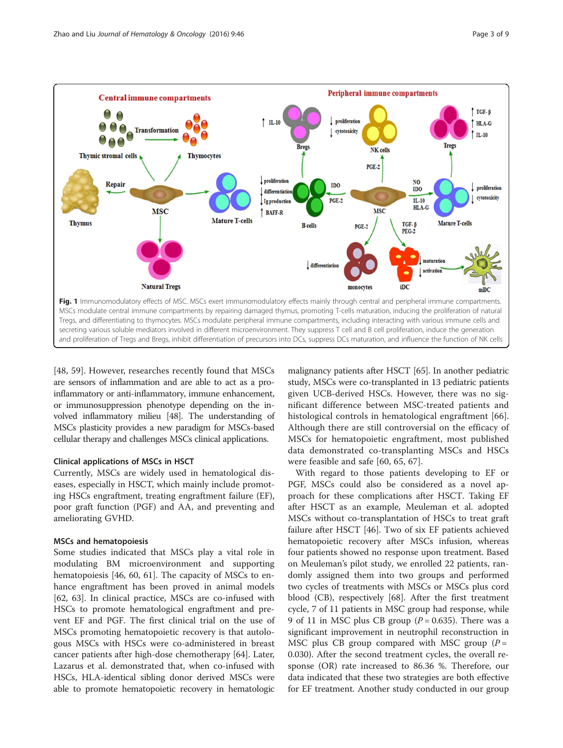**Fig. 1** Immunomodulatory effects of MSC. MSCs exert immunomodulatory effects mainly through central and peripheral immune compartments. MSCs modulate central immune compartments by repairing damaged thymus, promoting T-cells maturation, inducing the proliferation of natural Tregs, and differentiating to thymocytes. MSCs modulate peripheral immune compartments, including interacting with various immune cells and secreting various soluble mediators involved in different microenvironment. They suppress T cell and B cell proliferation, induce the generation and proliferation of Tregs and Bregs, inhibit differentiation of precursors into DCs, suppress DCs maturation, and influence the function of NK cells

[48, 59]. However, researches recently found that MSCs are sensors of inflammation and are able to act as a pro-inflammatory or anti-inflammatory, immune enhancement, or immunosuppression phenotype depending on the involved inflammatory milieu [48]. The understanding of MSCs plasticity provides a new paradigm for MSCs-based cellular therapy and challenges MSCs clinical applications.

### Clinical applications of MSCs in HSCT

Currently, MSCs are widely used in hematological diseases, especially in HSCT, which mainly include promoting HSCs engraftment, treating engraftment failure (EF), poor graft function (PGF) and AA, and preventing and ameliorating GVHD.

### MSCs and hematopoiesis

Some studies indicated that MSCs play a vital role in modulating BM microenvironment and supporting hematopoiesis [46, 60, 61]. The capacity of MSCs to enhance engraftment has been proved in animal models [62, 63]. In clinical practice, MSCs are co-infused with HSCs to promote hematological engraftment and prevent EF and PGF. The first clinical trial on the use of MSCs promoting hematopoietic recovery is that autologous MSCs with HSCs were co-administered in breast cancer patients after high-dose chemotherapy [64]. Later, Lazarus et al. demonstrated that, when co-infused with HSCs, HLA-identical sibling donor derived MSCs were able to promote hematopoietic recovery in hematologic malignancy patients after HSCT [65]. In another pediatric study, MSCs were co-transplanted in 13 pediatric patients given UCB-derived HSCs. However, there was no significant difference between MSC-treated patients and histological controls in hematological engraftment [66]. Although there are still controversial on the efficacy of MSCs for hematopoietic engraftment, most published data demonstrated co-transplanting MSCs and HSCs were feasible and safe [60, 65, 67].

With regard to those patients developing to EF or PGF, MSCs could also be considered as a novel approach for these complications after HSCT. Taking EF after HSCT as an example, Meuleman et al. adopted MSCs without co-transplantation of HSCs to treat graft failure after HSCT [46]. Two of six EF patients achieved hematopoietic recovery after MSCs infusion, whereas four patients showed no response upon treatment. Based on Meuleman's pilot study, we enrolled 22 patients, randomly assigned them into two groups and performed two cycles of treatments with MSCs or MSCs plus cord blood (CB), respectively [68]. After the first treatment cycle, 7 of 11 patients in MSC group had response, while 9 of 11 in MSC plus CB group ($P = 0.635$). There was a significant improvement in neutrophil reconstruction in MSC plus CB group compared with MSC group ($P = 0.030$). After the second treatment cycles, the overall response (OR) rate increased to 86.36 %. Therefore, our data indicated that these two strategies are both effective for EF treatment. Another study conducted in our group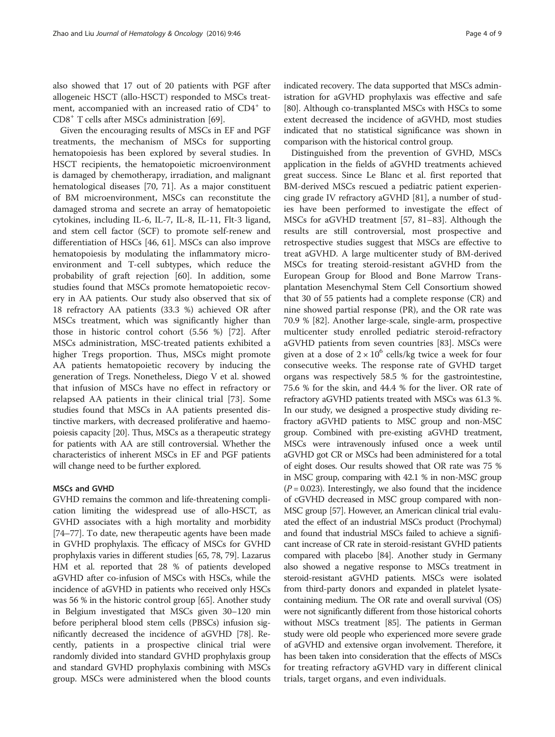also showed that 17 out of 20 patients with PGF after allogeneic HSCT (allo-HSCT) responded to MSCs treatment, accompanied with an increased ratio of $CD4^+$ to $CD8^+$ T cells after MSCs administration [69].

Given the encouraging results of MSCs in EF and PGF treatments, the mechanism of MSCs for supporting hematopoiesis has been explored by several studies. In HSCT recipients, the hematopoietic microenvironment is damaged by chemotherapy, irradiation, and malignant hematological diseases [70, 71]. As a major constituent of BM microenvironment, MSCs can reconstitute the damaged stroma and secrete an array of hematopoietic cytokines, including IL-6, IL-7, IL-8, IL-11, Flt-3 ligand, and stem cell factor (SCF) to promote self-renew and differentiation of HSCs [46, 61]. MSCs can also improve hematopoiesis by modulating the inflammatory microenvironment and T-cell subtypes, which reduce the probability of graft rejection [60]. In addition, some studies found that MSCs promote hematopoietic recovery in AA patients. Our study also observed that six of 18 refractory AA patients (33.3 %) achieved OR after MSCs treatment, which was significantly higher than those in historic control cohort (5.56 %) [72]. After MSCs administration, MSC-treated patients exhibited a higher Tregs proportion. Thus, MSCs might promote AA patients hematopoietic recovery by inducing the generation of Tregs. Nonetheless, Diego V et al. showed that infusion of MSCs have no effect in refractory or relapsed AA patients in their clinical trial [73]. Some studies found that MSCs in AA patients presented distinctive markers, with decreased proliferative and haemopoiesis capacity [20]. Thus, MSCs as a therapeutic strategy for patients with AA are still controversial. Whether the characteristics of inherent MSCs in EF and PGF patients will change need to be further explored.

### MSCs and GVHD

GVHD remains the common and life-threatening complication limiting the widespread use of allo-HSCT, as GVHD associates with a high mortality and morbidity [74–77]. To date, new therapeutic agents have been made in GVHD prophylaxis. The efficacy of MSCs for GVHD prophylaxis varies in different studies [65, 78, 79]. Lazarus HM et al. reported that 28 % of patients developed aGVHD after co-infusion of MSCs with HSCs, while the incidence of aGVHD in patients who received only HSCs was 56 % in the historic control group [65]. Another study in Belgium investigated that MSCs given 30–120 min before peripheral blood stem cells (PBSCs) infusion significantly decreased the incidence of aGVHD [78]. Recently, patients in a prospective clinical trial were randomly divided into standard GVHD prophylaxis group and standard GVHD prophylaxis combining with MSCs group. MSCs were administered when the blood counts indicated recovery. The data supported that MSCs administration for aGVHD prophylaxis was effective and safe [80]. Although co-transplanted MSCs with HSCs to some extent decreased the incidence of aGVHD, most studies indicated that no statistical significance was shown in comparison with the historical control group.

Distinguished from the prevention of GVHD, MSCs application in the fields of aGVHD treatments achieved great success. Since Le Blanc et al. first reported that BM-derived MSCs rescued a pediatric patient experiencing grade IV refractory aGVHD [81], a number of studies have been performed to investigate the effect of MSCs for aGVHD treatment [57, 81–83]. Although the results are still controversial, most prospective and retrospective studies suggest that MSCs are effective to treat aGVHD. A large multicenter study of BM-derived MSCs for treating steroid-resistant aGVHD from the European Group for Blood and Bone Marrow Transplantation Mesenchymal Stem Cell Consortium showed that 30 of 55 patients had a complete response (CR) and nine showed partial response (PR), and the OR rate was 70.9 % [82]. Another large-scale, single-arm, prospective multicenter study enrolled pediatric steroid-refractory aGVHD patients from seven countries [83]. MSCs were given at a dose of $2 \times 10^6$ cells/kg twice a week for four consecutive weeks. The response rate of GVHD target organs was respectively 58.5 % for the gastrointestine, 75.6 % for the skin, and 44.4 % for the liver. OR rate of refractory aGVHD patients treated with MSCs was 61.3 %. In our study, we designed a prospective study dividing refractory aGVHD patients to MSC group and non-MSC group. Combined with pre-existing aGVHD treatment, MSCs were intravenously infused once a week until aGVHD got CR or MSCs had been administered for a total of eight doses. Our results showed that OR rate was 75 % in MSC group, comparing with 42.1 % in non-MSC group ($P = 0.023$). Interestingly, we also found that the incidence of cGVHD decreased in MSC group compared with non-MSC group [57]. However, an American clinical trial evaluated the effect of an industrial MSCs product (Prochymal) and found that industrial MSCs failed to achieve a significant increase of CR rate in steroid-resistant GVHD patients compared with placebo [84]. Another study in Germany also showed a negative response to MSCs treatment in steroid-resistant aGVHD patients. MSCs were isolated from third-party donors and expanded in platelet lysate-containing medium. The OR rate and overall survival (OS) were not significantly different from those historical cohorts without MSCs treatment [85]. The patients in German study were old people who experienced more severe grade of aGVHD and extensive organ involvement. Therefore, it has been taken into consideration that the effects of MSCs for treating refractory aGVHD vary in different clinical trials, target organs, and even individuals.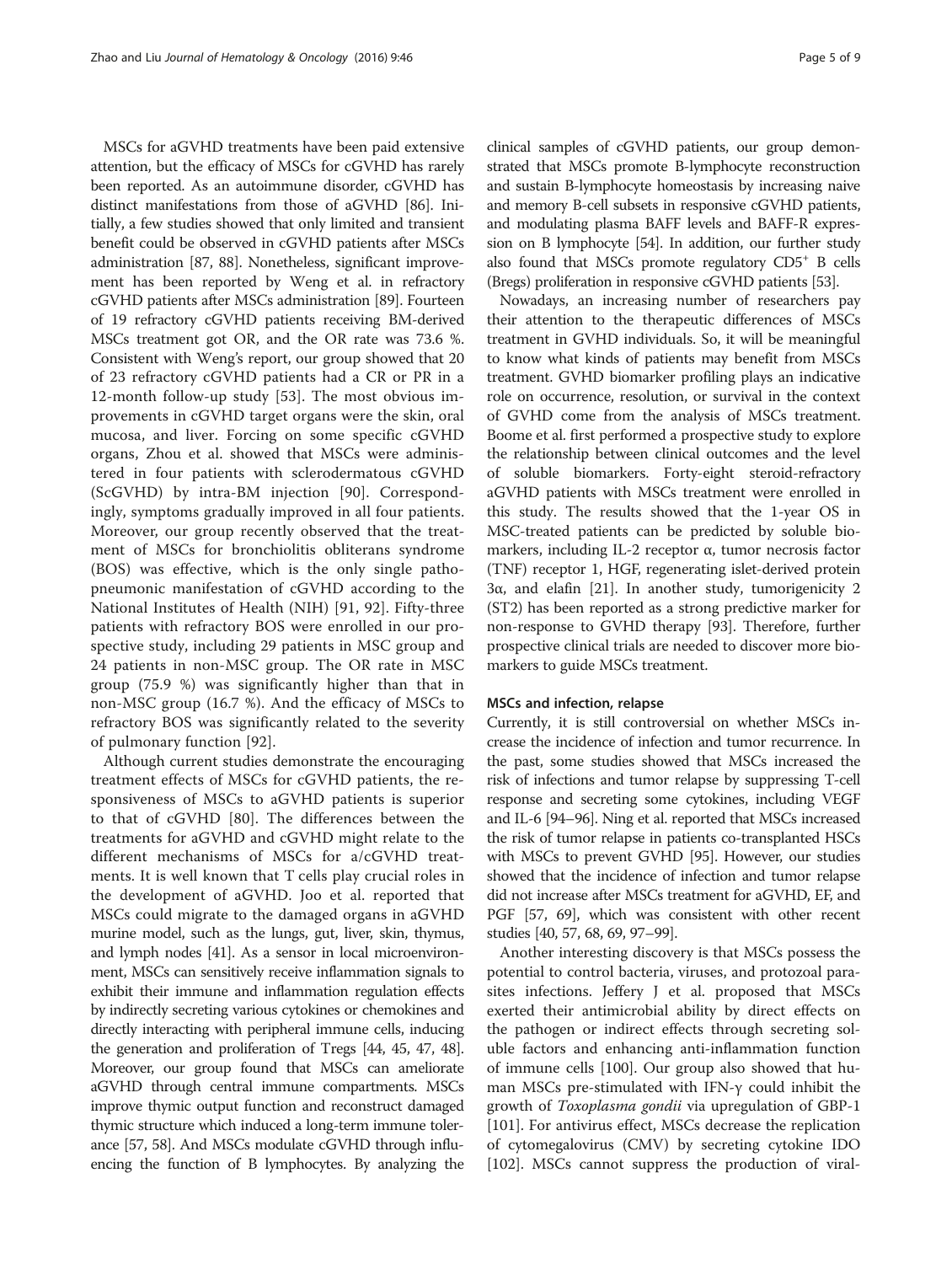MSCs for aGVHD treatments have been paid extensive attention, but the efficacy of MSCs for cGVHD has rarely been reported. As an autoimmune disorder, cGVHD has distinct manifestations from those of aGVHD [86]. Initially, a few studies showed that only limited and transient benefit could be observed in cGVHD patients after MSCs administration [87, 88]. Nonetheless, significant improvement has been reported by Weng et al. in refractory cGVHD patients after MSCs administration [89]. Fourteen of 19 refractory cGVHD patients receiving BM-derived MSCs treatment got OR, and the OR rate was 73.6 %. Consistent with Weng's report, our group showed that 20 of 23 refractory cGVHD patients had a CR or PR in a 12-month follow-up study [53]. The most obvious improvements in cGVHD target organs were the skin, oral mucosa, and liver. Forcing on some specific cGVHD organs, Zhou et al. showed that MSCs were administered in four patients with sclerodermatous cGVHD (ScGVHD) by intra-BM injection [90]. Correspondingly, symptoms gradually improved in all four patients. Moreover, our group recently observed that the treatment of MSCs for bronchiolitis obliterans syndrome (BOS) was effective, which is the only single pathopneumonic manifestation of cGVHD according to the National Institutes of Health (NIH) [91, 92]. Fifty-three patients with refractory BOS were enrolled in our prospective study, including 29 patients in MSC group and 24 patients in non-MSC group. The OR rate in MSC group (75.9 %) was significantly higher than that in non-MSC group (16.7 %). And the efficacy of MSCs to refractory BOS was significantly related to the severity of pulmonary function [92].

Although current studies demonstrate the encouraging treatment effects of MSCs for cGVHD patients, the responsiveness of MSCs to aGVHD patients is superior to that of cGVHD [80]. The differences between the treatments for aGVHD and cGVHD might relate to the different mechanisms of MSCs for a/cGVHD treatments. It is well known that T cells play crucial roles in the development of aGVHD. Joo et al. reported that MSCs could migrate to the damaged organs in aGVHD murine model, such as the lungs, gut, liver, skin, thymus, and lymph nodes [41]. As a sensor in local microenvironment, MSCs can sensitively receive inflammation signals to exhibit their immune and inflammation regulation effects by indirectly secreting various cytokines or chemokines and directly interacting with peripheral immune cells, inducing the generation and proliferation of Tregs [44, 45, 47, 48]. Moreover, our group found that MSCs can ameliorate aGVHD through central immune compartments. MSCs improve thymic output function and reconstruct damaged thymic structure which induced a long-term immune tolerance [57, 58]. And MSCs modulate cGVHD through influencing the function of B lymphocytes. By analyzing the clinical samples of cGVHD patients, our group demonstrated that MSCs promote B-lymphocyte reconstruction and sustain B-lymphocyte homeostasis by increasing naive and memory B-cell subsets in responsive cGVHD patients, and modulating plasma BAFF levels and BAFF-R expression on B lymphocyte [54]. In addition, our further study also found that MSCs promote regulatory CD5$^+$ B cells (Bregs) proliferation in responsive cGVHD patients [53].

Nowadays, an increasing number of researchers pay their attention to the therapeutic differences of MSCs treatment in GVHD individuals. So, it will be meaningful to know what kinds of patients may benefit from MSCs treatment. GVHD biomarker profiling plays an indicative role on occurrence, resolution, or survival in the context of GVHD come from the analysis of MSCs treatment. Boome et al. first performed a prospective study to explore the relationship between clinical outcomes and the level of soluble biomarkers. Forty-eight steroid-refractory aGVHD patients with MSCs treatment were enrolled in this study. The results showed that the 1-year OS in MSC-treated patients can be predicted by soluble biomarkers, including IL-2 receptor α, tumor necrosis factor (TNF) receptor 1, HGF, regenerating islet-derived protein 3α, and elafin [21]. In another study, tumorigenicity 2 (ST2) has been reported as a strong predictive marker for non-response to GVHD therapy [93]. Therefore, further prospective clinical trials are needed to discover more biomarkers to guide MSCs treatment.

#### MSCs and infection, relapse

Currently, it is still controversial on whether MSCs increase the incidence of infection and tumor recurrence. In the past, some studies showed that MSCs increased the risk of infections and tumor relapse by suppressing T-cell response and secreting some cytokines, including VEGF and IL-6 [94–96]. Ning et al. reported that MSCs increased the risk of tumor relapse in patients co-transplanted HSCs with MSCs to prevent GVHD [95]. However, our studies showed that the incidence of infection and tumor relapse did not increase after MSCs treatment for aGVHD, EF, and PGF [57, 69], which was consistent with other recent studies [40, 57, 68, 69, 97–99].

Another interesting discovery is that MSCs possess the potential to control bacteria, viruses, and protozoal parasites infections. Jeffery J et al. proposed that MSCs exerted their antimicrobial ability by direct effects on the pathogen or indirect effects through secreting soluble factors and enhancing anti-inflammation function of immune cells [100]. Our group also showed that human MSCs pre-stimulated with IFN-γ could inhibit the growth of *Toxoplasma gondii* via upregulation of GBP-1 [101]. For antivirus effect, MSCs decrease the replication of cytomegalovirus (CMV) by secreting cytokine IDO [102]. MSCs cannot suppress the production of viral-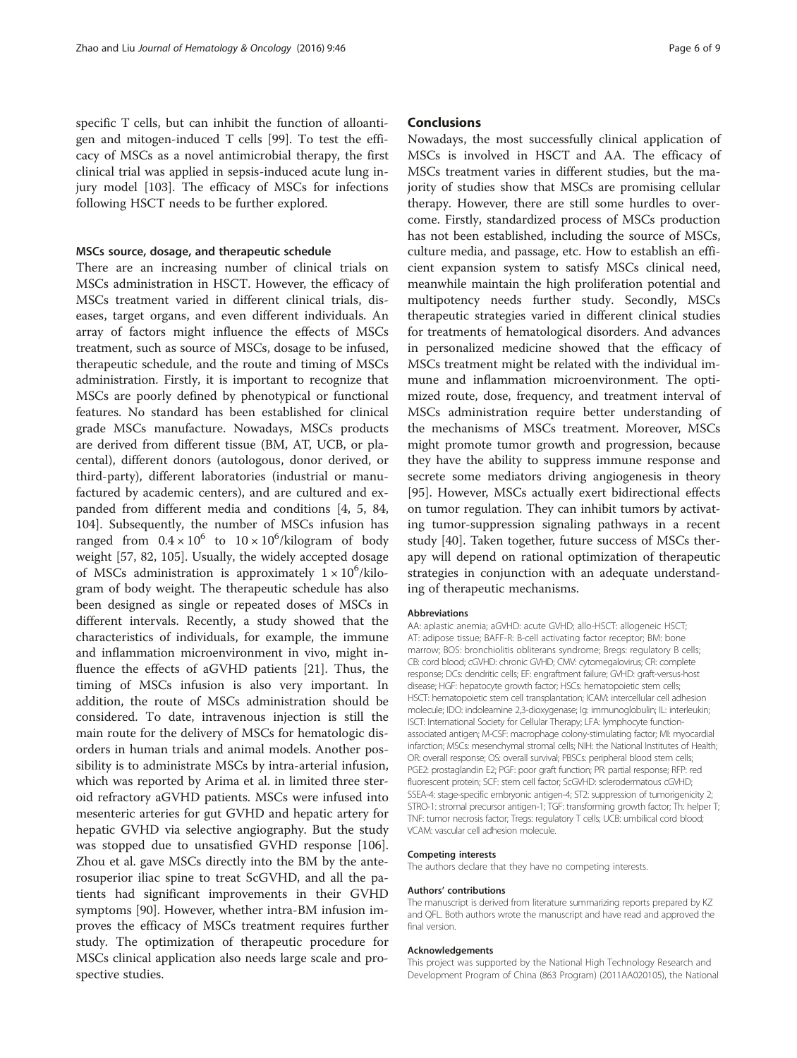specific T cells, but can inhibit the function of alloantigen and mitogen-induced T cells [99]. To test the efficacy of MSCs as a novel antimicrobial therapy, the first clinical trial was applied in sepsis-induced acute lung injury model [103]. The efficacy of MSCs for infections following HSCT needs to be further explored.

### MSCs source, dosage, and therapeutic schedule

There are an increasing number of clinical trials on MSCs administration in HSCT. However, the efficacy of MSCs treatment varied in different clinical trials, diseases, target organs, and even different individuals. An array of factors might influence the effects of MSCs treatment, such as source of MSCs, dosage to be infused, therapeutic schedule, and the route and timing of MSCs administration. Firstly, it is important to recognize that MSCs are poorly defined by phenotypical or functional features. No standard has been established for clinical grade MSCs manufacture. Nowadays, MSCs products are derived from different tissue (BM, AT, UCB, or placental), different donors (autologous, donor derived, or third-party), different laboratories (industrial or manufactured by academic centers), and are cultured and expanded from different media and conditions [4, 5, 84, 104]. Subsequently, the number of MSCs infusion has ranged from $0.4 \times 10^6$ to $10 \times 10^6$/kilogram of body weight [57, 82, 105]. Usually, the widely accepted dosage of MSCs administration is approximately $1 \times 10^6$/kilogram of body weight. The therapeutic schedule has also been designed as single or repeated doses of MSCs in different intervals. Recently, a study showed that the characteristics of individuals, for example, the immune and inflammation microenvironment in vivo, might influence the effects of aGVHD patients [21]. Thus, the timing of MSCs infusion is also very important. In addition, the route of MSCs administration should be considered. To date, intravenous injection is still the main route for the delivery of MSCs for hematologic disorders in human trials and animal models. Another possibility is to administrate MSCs by intra-arterial infusion, which was reported by Arima et al. in limited three steroid refractory aGVHD patients. MSCs were infused into mesenteric arteries for gut GVHD and hepatic artery for hepatic GVHD via selective angiography. But the study was stopped due to unsatisfied GVHD response [106]. Zhou et al. gave MSCs directly into the BM by the anterosuperior iliac spine to treat ScGVHD, and all the patients had significant improvements in their GVHD symptoms [90]. However, whether intra-BM infusion improves the efficacy of MSCs treatment requires further study. The optimization of therapeutic procedure for MSCs clinical application also needs large scale and prospective studies.

## Conclusions

Nowadays, the most successfully clinical application of MSCs is involved in HSCT and AA. The efficacy of MSCs treatment varies in different studies, but the majority of studies show that MSCs are promising cellular therapy. However, there are still some hurdles to overcome. Firstly, standardized process of MSCs production has not been established, including the source of MSCs, culture media, and passage, etc. How to establish an efficient expansion system to satisfy MSCs clinical need, meanwhile maintain the high proliferation potential and multipotency needs further study. Secondly, MSCs therapeutic strategies varied in different clinical studies for treatments of hematological disorders. And advances in personalized medicine showed that the efficacy of MSCs treatment might be related with the individual immune and inflammation microenvironment. The optimized route, dose, frequency, and treatment interval of MSCs administration require better understanding of the mechanisms of MSCs treatment. Moreover, MSCs might promote tumor growth and progression, because they have the ability to suppress immune response and secrete some mediators driving angiogenesis in theory [95]. However, MSCs actually exert bidirectional effects on tumor regulation. They can inhibit tumors by activating tumor-suppression signaling pathways in a recent study [40]. Taken together, future success of MSCs therapy will depend on rational optimization of therapeutic strategies in conjunction with an adequate understanding of therapeutic mechanisms.

#### Abbreviations

AA: aplastic anemia; aGVHD: acute GVHD; allo-HSCT: allogeneic HSCT; AT: adipose tissue; BAFF-R: B-cell activating factor receptor; BM: bone marrow; BOS: bronchiolitis obliterans syndrome; Bregs: regulatory B cells; CB: cord blood; cGVHD: chronic GVHD; CMV: cytomegalovirus; CR: complete response; DCs: dendritic cells; EF: engraftment failure; GVHD: graft-versus-host disease; HGF: hepatocyte growth factor; HSCs: hematopoietic stem cells; HSCT: hematopoietic stem cell transplantation; ICAM: intercellular cell adhesion molecule; IDO: indoleamine 2,3-dioxygenase; Ig: immunoglobulin; IL: interleukin; ISCT: International Society for Cellular Therapy; LFA: lymphocyte function-associated antigen; M-CSF: macrophage colony-stimulating factor; MI: myocardial infarction; MSCs: mesenchymal stromal cells; NIH: the National Institutes of Health; OR: overall response; OS: overall survival; PBSCs: peripheral blood stem cells; PGE2: prostaglandin E2; PGF: poor graft function; PR: partial response; RFP: red fluorescent protein; SCF: stem cell factor; ScGVHD: sclerodermatous cGVHD; SSEA-4: stage-specific embryonic antigen-4; ST2: suppression of tumorigenicity 2; STRO-1: stromal precursor antigen-1; TGF: transforming growth factor; Th: helper T; TNF: tumor necrosis factor; Tregs: regulatory T cells; UCB: umbilical cord blood; VCAM: vascular cell adhesion molecule.

#### Competing interests

The authors declare that they have no competing interests.

#### Authors' contributions

The manuscript is derived from literature summarizing reports prepared by KZ and QFL. Both authors wrote the manuscript and have read and approved the final version.

#### Acknowledgements

This project was supported by the National High Technology Research and Development Program of China (863 Program) (2011AA020105), the National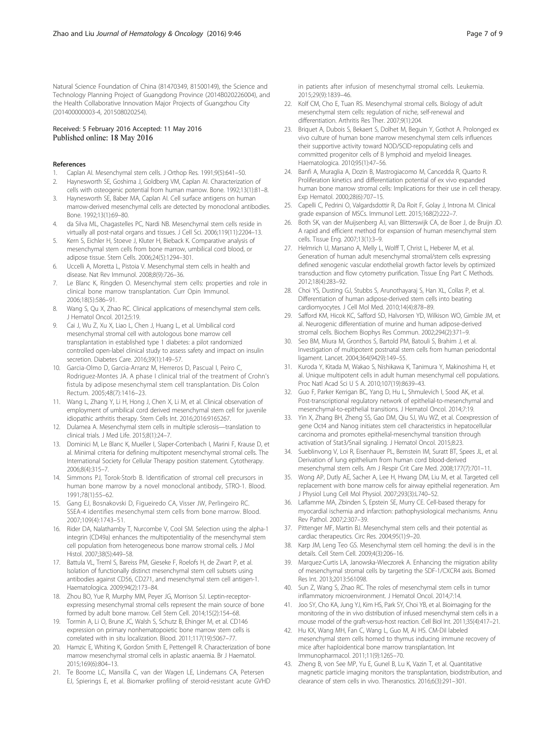Natural Science Foundation of China (81470349, 81500149), the Science and Technology Planning Project of Guangdong Province (2014B020226004), and the Health Collaborative Innovation Major Projects of Guangzhou City (201400000003-4, 201508020254).

Received: 5 February 2016 Accepted: 11 May 2016
Published online: 18 May 2016

## References

1. Caplan AI. Mesenchymal stem cells. J Orthop Res. 1991;9(5):641–50.
2. Haynesworth SE, Goshima J, Goldberg VM, Caplan AI. Characterization of cells with osteogenic potential from human marrow. Bone. 1992;13(1):81–8.
3. Haynesworth SE, Baber MA, Caplan AI. Cell surface antigens on human marrow-derived mesenchymal cells are detected by monoclonal antibodies. Bone. 1992;13(1):69–80.
4. da Silva ML, Chagastelles PC, Nardi NB. Mesenchymal stem cells reside in virtually all post-natal organs and tissues. J Cell Sci. 2006;119(11):2204–13.
5. Kern S, Eichler H, Stoeve J, Kluter H, Bieback K. Comparative analysis of mesenchymal stem cells from bone marrow, umbilical cord blood, or adipose tissue. Stem Cells. 2006;24(5):1294–301.
6. Uccelli A, Moretta L, Pistoia V. Mesenchymal stem cells in health and disease. Nat Rev Immunol. 2008;8(9):726–36.
7. Le Blanc K, Ringden O. Mesenchymal stem cells: properties and role in clinical bone marrow transplantation. Curr Opin Immunol. 2006;18(5):586–91.
8. Wang S, Qu X, Zhao RC. Clinical applications of mesenchymal stem cells. J Hematol Oncol. 2012;5:19.
9. Cai J, Wu Z, Xu X, Liao L, Chen J, Huang L, et al. Umbilical cord mesenchymal stromal cell with autologous bone marrow cell transplantation in established type 1 diabetes: a pilot randomized controlled open-label clinical study to assess safety and impact on insulin secretion. Diabetes Care. 2016;39(1):149–57.
10. Garcia-Olmo D, Garcia-Arranz M, Herreros D, Pascual I, Peiro C, Rodriguez-Montes JA. A phase I clinical trial of the treatment of Crohn's fistula by adipose mesenchymal stem cell transplantation. Dis Colon Rectum. 2005;48(7):1416–23.
11. Wang L, Zhang Y, Li H, Hong J, Chen X, Li M, et al. Clinical observation of employment of umbilical cord derived mesenchymal stem cell for juvenile idiopathic arthritis therapy. Stem Cells Int. 2016;2016:9165267.
12. Dulamea A. Mesenchymal stem cells in multiple sclerosis—translation to clinical trials. J Med Life. 2015;8(1):24–7.
13. Dominici M, Le Blanc K, Mueller I, Slaper-Cortenbach I, Marini F, Krause D, et al. Minimal criteria for defining multipotent mesenchymal stromal cells. The International Society for Cellular Therapy position statement. Cytotherapy. 2006;8(4):315–7.
14. Simmons PJ, Torok-Storb B. Identification of stromal cell precursors in human bone marrow by a novel monoclonal antibody, STRO-1. Blood. 1991;78(1):55–62.
15. Gang EJ, Bosnakovski D, Figueiredo CA, Visser JW, Perlingeiro RC. SSEA-4 identifies mesenchymal stem cells from bone marrow. Blood. 2007;109(4):1743–51.
16. Rider DA, Nalathamby T, Nurcombe V, Cool SM. Selection using the alpha-1 integrin (CD49a) enhances the multipotentiality of the mesenchymal stem cell population from heterogeneous bone marrow stromal cells. J Mol Histol. 2007;38(5):449–58.
17. Battula VL, Treml S, Bareiss PM, Gieseke F, Roelofs H, de Zwart P, et al. Isolation of functionally distinct mesenchymal stem cell subsets using antibodies against CD56, CD271, and mesenchymal stem cell antigen-1. Haematologica. 2009;94(2):173–84.
18. Zhou BO, Yue R, Murphy MM, Peyer JG, Morrison SJ. Leptin-receptor-expressing mesenchymal stromal cells represent the main source of bone formed by adult bone marrow. Cell Stem Cell. 2014;15(2):154–68.
19. Tormin A, Li O, Brune JC, Walsh S, Schutz B, Ehinger M, et al. CD146 expression on primary nonhematopoietic bone marrow stem cells is correlated with in situ localization. Blood. 2011;117(19):5067–77.
20. Hamzic E, Whiting K, Gordon Smith E, Pettengell R. Characterization of bone marrow mesenchymal stromal cells in aplastic anaemia. Br J Haematol. 2015;169(6):804–13.
21. Te Boome LC, Mansilla C, van der Wagen LE, Lindemans CA, Petersen EJ, Spierings E, et al. Biomarker profiling of steroid-resistant acute GVHD in patients after infusion of mesenchymal stromal cells. Leukemia. 2015;29(9):1839–46.
22. Kolf CM, Cho E, Tuan RS. Mesenchymal stromal cells. Biology of adult mesenchymal stem cells: regulation of niche, self-renewal and differentiation. Arthritis Res Ther. 2007;9(1):204.
23. Briquet A, Dubois S, Bekaert S, Dolhet M, Beguin Y, Gothot A. Prolonged ex vivo culture of human bone marrow mesenchymal stem cells influences their supportive activity toward NOD/SCID-repopulating cells and committed progenitor cells of B lymphoid and myeloid lineages. Haematologica. 2010;95(1):47–56.
24. Banfi A, Muraglia A, Dozin B, Mastrogiacomo M, Cancedda R, Quarto R. Proliferation kinetics and differentiation potential of ex vivo expanded human bone marrow stromal cells: Implications for their use in cell therapy. Exp Hematol. 2000;28(6):707–15.
25. Capelli C, Pedrini O, Valgardsdottir R, Da Roit F, Golay J, Introna M. Clinical grade expansion of MSCs. Immunol Lett. 2015;168(2):222–7.
26. Both SK, van der Muijsenberg AJ, van Blitterswijk CA, de Boer J, de Bruijn JD. A rapid and efficient method for expansion of human mesenchymal stem cells. Tissue Eng. 2007;13(1):3–9.
27. Helmrich U, Marsano A, Melly L, Wolff T, Christ L, Heberer M, et al. Generation of human adult mesenchymal stromal/stem cells expressing defined xenogenic vascular endothelial growth factor levels by optimized transduction and flow cytometry purification. Tissue Eng Part C Methods. 2012;18(4):283–92.
28. Choi YS, Dusting GJ, Stubbs S, Arunothayaraj S, Han XL, Collas P, et al. Differentiation of human adipose-derived stem cells into beating cardiomyocytes. J Cell Mol Med. 2010;14(4):878–89.
29. Safford KM, Hicok KC, Safford SD, Halvorsen YD, Wilkison WO, Gimble JM, et al. Neurogenic differentiation of murine and human adipose-derived stromal cells. Biochem Biophys Res Commun. 2002;294(2):371–9.
30. Seo BM, Miura M, Gronthos S, Bartold PM, Batouli S, Brahim J, et al. Investigation of multipotent postnatal stem cells from human periodontal ligament. Lancet. 2004;364(9429):149–55.
31. Kuroda Y, Kitada M, Wakao S, Nishikawa K, Tanimura Y, Makinoshima H, et al. Unique multipotent cells in adult human mesenchymal cell populations. Proc Natl Acad Sci U S A. 2010;107(19):8639–43.
32. Guo F, Parker Kerrigan BC, Yang D, Hu L, Shmulevich I, Sood AK, et al. Post-transcriptional regulatory network of epithelial-to-mesenchymal and mesenchymal-to-epithelial transitions. J Hematol Oncol. 2014;7:19.
33. Yin X, Zhang BH, Zheng SS, Gao DM, Qiu SJ, Wu WZ, et al. Coexpression of gene Oct4 and Nanog initiates stem cell characteristics in hepatocellular carcinoma and promotes epithelial-mesenchymal transition through activation of Stat3/Snail signaling. J Hematol Oncol. 2015;8:23.
34. Sueblinvong V, Loi R, Eisenhauer PL, Bernstein IM, Suratt BT, Spees JL, et al. Derivation of lung epithelium from human cord blood-derived mesenchymal stem cells. Am J Respir Crit Care Med. 2008;177(7):701–11.
35. Wong AP, Dutly AE, Sacher A, Lee H, Hwang DM, Liu M, et al. Targeted cell replacement with bone marrow cells for airway epithelial regeneration. Am J Physiol Lung Cell Mol Physiol. 2007;293(3):L740–52.
36. Laflamme MA, Zbinden S, Epstein SE, Murry CE. Cell-based therapy for myocardial ischemia and infarction: pathophysiological mechanisms. Annu Rev Pathol. 2007;2:307–39.
37. Pittenger MF, Martin BJ. Mesenchymal stem cells and their potential as cardiac therapeutics. Circ Res. 2004;95(1):9–20.
38. Karp JM, Leng Teo GS. Mesenchymal stem cell homing: the devil is in the details. Cell Stem Cell. 2009;4(3):206–16.
39. Marquez-Curtis LA, Janowska-Wieczorek A. Enhancing the migration ability of mesenchymal stromal cells by targeting the SDF-1/CXCR4 axis. Biomed Res Int. 2013;2013:561098.
40. Sun Z, Wang S, Zhao RC. The roles of mesenchymal stem cells in tumor inflammatory microenvironment. J Hematol Oncol. 2014;7:14.
41. Joo SY, Cho KA, Jung YJ, Kim HS, Park SY, Choi YB, et al. Bioimaging for the monitoring of the in vivo distribution of infused mesenchymal stem cells in a mouse model of the graft-versus-host reaction. Cell Biol Int. 2011;35(4):417–21.
42. Hu KX, Wang MH, Fan C, Wang L, Guo M, Ai HS. CM-DiI labeled mesenchymal stem cells homed to thymus inducing immune recovery of mice after haploidentical bone marrow transplantation. Int Immunopharmacol. 2011;11(9):1265–70.
43. Zheng B, von See MP, Yu E, Gunel B, Lu K, Vazin T, et al. Quantitative magnetic particle imaging monitors the transplantation, biodistribution, and clearance of stem cells in vivo. Theranostics. 2016;6(3):291–301.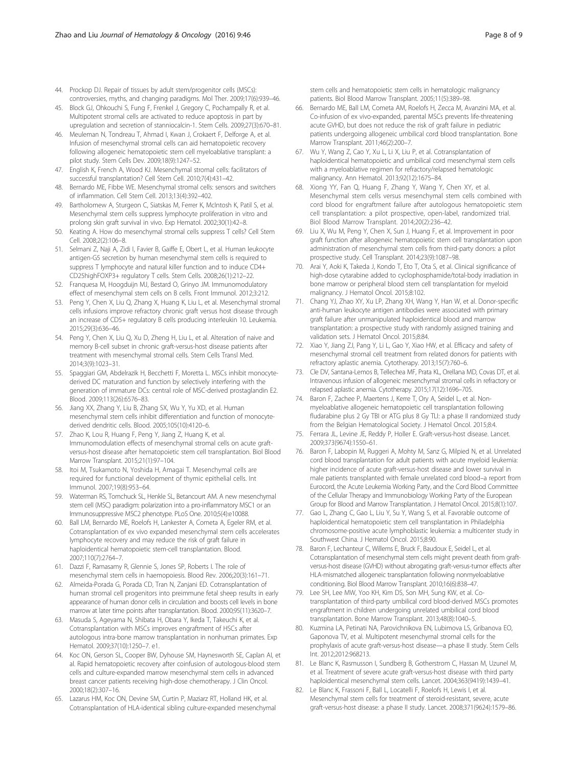44. Prockop DJ. Repair of tissues by adult stem/progenitor cells (MSCs): controversies, myths, and changing paradigms. Mol Ther. 2009;17(6):939–46.
45. Block GJ, Ohkouchi S, Fung F, Frenkel J, Gregory C, Pochampally R, et al. Multipotent stromal cells are activated to reduce apoptosis in part by upregulation and secretion of stanniocalcin-1. Stem Cells. 2009;27(3):670–81.
46. Meuleman N, Tondreau T, Ahmad I, Kwan J, Crokaert F, Delforge A, et al. Infusion of mesenchymal stromal cells can aid hematopoietic recovery following allogeneic hematopoietic stem cell myeloablative transplant: a pilot study. Stem Cells Dev. 2009;18(9):1247–52.
47. English K, French A, Wood KJ. Mesenchymal stromal cells: facilitators of successful transplantation? Cell Stem Cell. 2010;7(4):431–42.
48. Bernardo ME, Fibbe WE. Mesenchymal stromal cells: sensors and switchers of inflammation. Cell Stem Cell. 2013;13(4):392–402.
49. Bartholomew A, Sturgeon C, Siatskas M, Ferrer K, McIntosh K, Patil S, et al. Mesenchymal stem cells suppress lymphocyte proliferation in vitro and prolong skin graft survival in vivo. Exp Hematol. 2002;30(1):42–8.
50. Keating A. How do mesenchymal stromal cells suppress T cells? Cell Stem Cell. 2008;2(2):106–8.
51. Selmani Z, Naji A, Zidi I, Favier B, Gaiffe E, Obert L, et al. Human leukocyte antigen-G5 secretion by human mesenchymal stem cells is required to suppress T lymphocyte and natural killer function and to induce CD4+ CD25highFOXP3+ regulatory T cells. Stem Cells. 2008;26(1):212–22.
52. Franquesa M, Hoogduijn MJ, Bestard O, Grinyo JM. Immunomodulatory effect of mesenchymal stem cells on B cells. Front Immunol. 2012;3:212.
53. Peng Y, Chen X, Liu Q, Zhang X, Huang K, Liu L, et al. Mesenchymal stromal cells infusions improve refractory chronic graft versus host disease through an increase of CD5+ regulatory B cells producing interleukin 10. Leukemia. 2015;29(3):636–46.
54. Peng Y, Chen X, Liu Q, Xu D, Zheng H, Liu L, et al. Alteration of naive and memory B-cell subset in chronic graft-versus-host disease patients after treatment with mesenchymal stromal cells. Stem Cells Transl Med. 2014;3(9):1023–31.
55. Spaggiari GM, Abdelrazik H, Becchetti F, Moretta L. MSCs inhibit monocyte-derived DC maturation and function by selectively interfering with the generation of immature DCs: central role of MSC-derived prostaglandin E2. Blood. 2009;113(26):6576–83.
56. Jiang XX, Zhang Y, Liu B, Zhang SX, Wu Y, Yu XD, et al. Human mesenchymal stem cells inhibit differentiation and function of monocyte-derived dendritic cells. Blood. 2005;105(10):4120–6.
57. Zhao K, Lou R, Huang F, Peng Y, Jiang Z, Huang K, et al. Immunomodulation effects of mesenchymal stromal cells on acute graft-versus-host disease after hematopoietic stem cell transplantation. Biol Blood Marrow Transplant. 2015;21(1):97–104.
58. Itoi M, Tsukamoto N, Yoshida H, Amagai T. Mesenchymal cells are required for functional development of thymic epithelial cells. Int Immunol. 2007;19(8):953–64.
59. Waterman RS, Tomchuck SL, Henkle SL, Betancourt AM. A new mesenchymal stem cell (MSC) paradigm: polarization into a pro-inflammatory MSC1 or an Immunosuppressive MSC2 phenotype. PLoS One. 2010;5(4):e10088.
60. Ball LM, Bernardo ME, Roelofs H, Lankester A, Cometa A, Egeler RM, et al. Cotransplantation of ex vivo expanded mesenchymal stem cells accelerates lymphocyte recovery and may reduce the risk of graft failure in haploidentical hematopoietic stem-cell transplantation. Blood. 2007;110(7):2764–7.
61. Dazzi F, Ramasamy R, Glennie S, Jones SP, Roberts I. The role of mesenchymal stem cells in haemopoiesis. Blood Rev. 2006;20(3):161–71.
62. Almeida-Porada G, Porada CD, Tran N, Zanjani ED. Cotransplantation of human stromal cell progenitors into preimmune fetal sheep results in early appearance of human donor cells in circulation and boosts cell levels in bone marrow at later time points after transplantation. Blood. 2000;95(11):3620–7.
63. Masuda S, Ageyama N, Shibata H, Obara Y, Ikeda T, Takeuchi K, et al. Cotransplantation with MSCs improves engraftment of HSCs after autologous intra-bone marrow transplantation in nonhuman primates. Exp Hematol. 2009;37(10):1250–7. e1.
64. Koc ON, Gerson SL, Cooper BW, Dyhouse SM, Haynesworth SE, Caplan AI, et al. Rapid hematopoietic recovery after coinfusion of autologous-blood stem cells and culture-expanded marrow mesenchymal stem cells in advanced breast cancer patients receiving high-dose chemotherapy. J Clin Oncol. 2000;18(2):307–16.
65. Lazarus HM, Koc ON, Devine SM, Curtin P, Maziarz RT, Holland HK, et al. Cotransplantation of HLA-identical sibling culture-expanded mesenchymal stem cells and hematopoietic stem cells in hematologic malignancy patients. Biol Blood Marrow Transplant. 2005;11(5):389–98.
66. Bernardo ME, Ball LM, Cometa AM, Roelofs H, Zecca M, Avanzini MA, et al. Co-infusion of ex vivo-expanded, parental MSCs prevents life-threatening acute GVHD, but does not reduce the risk of graft failure in pediatric patients undergoing allogeneic umbilical cord blood transplantation. Bone Marrow Transplant. 2011;46(2):200–7.
67. Wu Y, Wang Z, Cao Y, Xu L, Li X, Liu P, et al. Cotransplantation of haploidentical hematopoietic and umbilical cord mesenchymal stem cells with a myeloablative regimen for refractory/relapsed hematologic malignancy. Ann Hematol. 2013;92(12):1675–84.
68. Xiong YY, Fan Q, Huang F, Zhang Y, Wang Y, Chen XY, et al. Mesenchymal stem cells versus mesenchymal stem cells combined with cord blood for engraftment failure after autologous hematopoietic stem cell transplantation: a pilot prospective, open-label, randomized trial. Biol Blood Marrow Transplant. 2014;20(2):236–42.
69. Liu X, Wu M, Peng Y, Chen X, Sun J, Huang F, et al. Improvement in poor graft function after allogeneic hematopoietic stem cell transplantation upon administration of mesenchymal stem cells from third-party donors: a pilot prospective study. Cell Transplant. 2014;23(9):1087–98.
70. Arai Y, Aoki K, Takeda J, Kondo T, Eto T, Ota S, et al. Clinical significance of high-dose cytarabine added to cyclophosphamide/total-body irradiation in bone marrow or peripheral blood stem cell transplantation for myeloid malignancy. J Hematol Oncol. 2015;8:102.
71. Chang YJ, Zhao XY, Xu LP, Zhang XH, Wang Y, Han W, et al. Donor-specific anti-human leukocyte antigen antibodies were associated with primary graft failure after unmanipulated haploidentical blood and marrow transplantation: a prospective study with randomly assigned training and validation sets. J Hematol Oncol. 2015;8:84.
72. Xiao Y, Jiang ZJ, Pang Y, Li L, Gao Y, Xiao HW, et al. Efficacy and safety of mesenchymal stromal cell treatment from related donors for patients with refractory aplastic anemia. Cytotherapy. 2013;15(7):760–6.
73. Cle DV, Santana-Lemos B, Tellechea MF, Prata KL, Orellana MD, Covas DT, et al. Intravenous infusion of allogeneic mesenchymal stromal cells in refractory or relapsed aplastic anemia. Cytotherapy. 2015;17(12):1696–705.
74. Baron F, Zachee P, Maertens J, Kerre T, Ory A, Seidel L, et al. Non-myeloablative allogeneic hematopoietic cell transplantation following fludarabine plus 2 Gy TBI or ATG plus 8 Gy TLI: a phase II randomized study from the Belgian Hematological Society. J Hematol Oncol. 2015;8:4.
75. Ferrara JL, Levine JE, Reddy P, Holler E. Graft-versus-host disease. Lancet. 2009;373(9674):1550–61.
76. Baron F, Labopin M, Ruggeri A, Mohty M, Sanz G, Milpied N, et al. Unrelated cord blood transplantation for adult patients with acute myeloid leukemia: higher incidence of acute graft-versus-host disease and lower survival in male patients transplanted with female unrelated cord blood–a report from Eurocord, the Acute Leukemia Working Party, and the Cord Blood Committee of the Cellular Therapy and Immunobiology Working Party of the European Group for Blood and Marrow Transplantation. J Hematol Oncol. 2015;8(1):107.
77. Gao L, Zhang C, Gao L, Liu Y, Su Y, Wang S, et al. Favorable outcome of haploidentical hematopoietic stem cell transplantation in Philadelphia chromosome-positive acute lymphoblastic leukemia: a multicenter study in Southwest China. J Hematol Oncol. 2015;8:90.
78. Baron F, Lechanteur C, Willems E, Bruck F, Baudoux E, Seidel L, et al. Cotransplantation of mesenchymal stem cells might prevent death from graft-versus-host disease (GVHD) without abrogating graft-versus-tumor effects after HLA-mismatched allogeneic transplantation following nonmyeloablative conditioning. Biol Blood Marrow Transplant. 2010;16(6):838–47.
79. Lee SH, Lee MW, Yoo KH, Kim DS, Son MH, Sung KW, et al. Co-transplantation of third-party umbilical cord blood-derived MSCs promotes engraftment in children undergoing unrelated umbilical cord blood transplantation. Bone Marrow Transplant. 2013;48(8):1040–5.
80. Kuzmina LA, Petinati NA, Parovichnikova EN, Lubimova LS, Gribanova EO, Gaponova TV, et al. Multipotent mesenchymal stromal cells for the prophylaxis of acute graft-versus-host disease—a phase II study. Stem Cells Int. 2012;2012:968213.
81. Le Blanc K, Rasmusson I, Sundberg B, Gotherstrom C, Hassan M, Uzunel M, et al. Treatment of severe acute graft-versus-host disease with third party haploidentical mesenchymal stem cells. Lancet. 2004;363(9419):1439–41.
82. Le Blanc K, Frassoni F, Ball L, Locatelli F, Roelofs H, Lewis I, et al. Mesenchymal stem cells for treatment of steroid-resistant, severe, acute graft-versus-host disease: a phase II study. Lancet. 2008;371(9624):1579–86.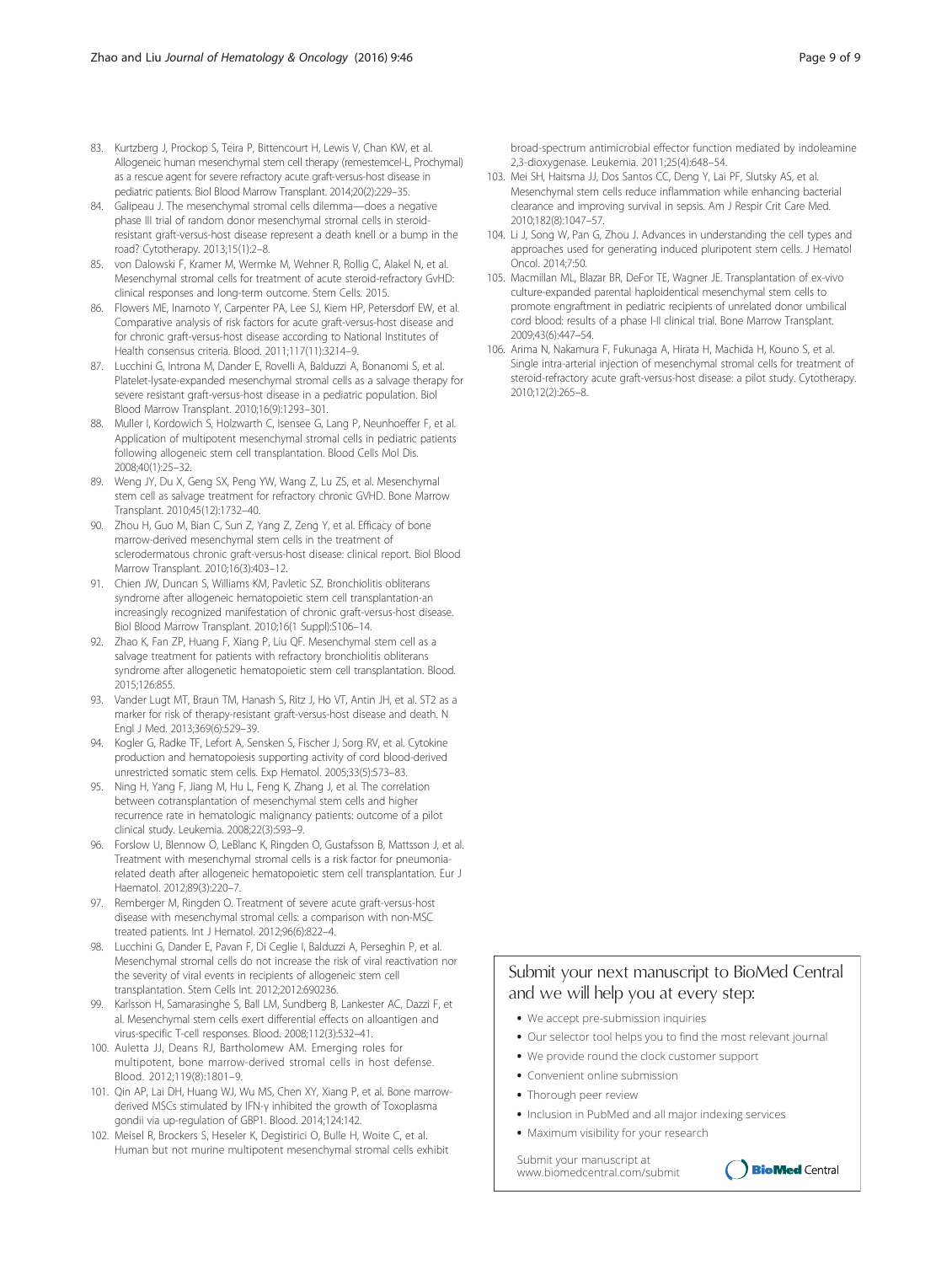83. Kurtzberg J, Prockop S, Teira P, Bittencourt H, Lewis V, Chan KW, et al. Allogeneic human mesenchymal stem cell therapy (remestemcel-L, Prochymal) as a rescue agent for severe refractory acute graft-versus-host disease in pediatric patients. Biol Blood Marrow Transplant. 2014;20(2):229–35.
84. Galipeau J. The mesenchymal stromal cells dilemma—does a negative phase III trial of random donor mesenchymal stromal cells in steroid-resistant graft-versus-host disease represent a death knell or a bump in the road? Cytotherapy. 2013;15(1):2–8.
85. von Dalowski F, Kramer M, Wermke M, Wehner R, Rollig C, Alakel N, et al. Mesenchymal stromal cells for treatment of acute steroid-refractory GvHD: clinical responses and long-term outcome. Stem Cells. 2015.
86. Flowers ME, Inamoto Y, Carpenter PA, Lee SJ, Kiem HP, Petersdorf EW, et al. Comparative analysis of risk factors for acute graft-versus-host disease and for chronic graft-versus-host disease according to National Institutes of Health consensus criteria. Blood. 2011;117(11):3214–9.
87. Lucchini G, Introna M, Dander E, Rovelli A, Balduzzi A, Bonanomi S, et al. Platelet-lysate-expanded mesenchymal stromal cells as a salvage therapy for severe resistant graft-versus-host disease in a pediatric population. Biol Blood Marrow Transplant. 2010;16(9):1293–301.
88. Muller I, Kordowich S, Holzwarth C, Isensee G, Lang P, Neunhoeffer F, et al. Application of multipotent mesenchymal stromal cells in pediatric patients following allogeneic stem cell transplantation. Blood Cells Mol Dis. 2008;40(1):25–32.
89. Weng JY, Du X, Geng SX, Peng YW, Wang Z, Lu ZS, et al. Mesenchymal stem cell as salvage treatment for refractory chronic GVHD. Bone Marrow Transplant. 2010;45(12):1732–40.
90. Zhou H, Guo M, Bian C, Sun Z, Yang Z, Zeng Y, et al. Efficacy of bone marrow-derived mesenchymal stem cells in the treatment of sclerodermatous chronic graft-versus-host disease: clinical report. Biol Blood Marrow Transplant. 2010;16(3):403–12.
91. Chien JW, Duncan S, Williams KM, Pavletic SZ. Bronchiolitis obliterans syndrome after allogeneic hematopoietic stem cell transplantation-an increasingly recognized manifestation of chronic graft-versus-host disease. Biol Blood Marrow Transplant. 2010;16(1 Suppl):S106–14.
92. Zhao K, Fan ZP, Huang F, Xiang P, Liu QF. Mesenchymal stem cell as a salvage treatment for patients with refractory bronchiolitis obliterans syndrome after allogenetic hematopoietic stem cell transplantation. Blood. 2015;126:855.
93. Vander Lugt MT, Braun TM, Hanash S, Ritz J, Ho VT, Antin JH, et al. ST2 as a marker for risk of therapy-resistant graft-versus-host disease and death. N Engl J Med. 2013;369(6):529–39.
94. Kogler G, Radke TF, Lefort A, Sensken S, Fischer J, Sorg RV, et al. Cytokine production and hematopoiesis supporting activity of cord blood-derived unrestricted somatic stem cells. Exp Hematol. 2005;33(5):573–83.
95. Ning H, Yang F, Jiang M, Hu L, Feng K, Zhang J, et al. The correlation between cotransplantation of mesenchymal stem cells and higher recurrence rate in hematologic malignancy patients: outcome of a pilot clinical study. Leukemia. 2008;22(3):593–9.
96. Forslow U, Blennow O, LeBlanc K, Ringden O, Gustafsson B, Mattsson J, et al. Treatment with mesenchymal stromal cells is a risk factor for pneumonia-related death after allogeneic hematopoietic stem cell transplantation. Eur J Haematol. 2012;89(3):220–7.
97. Remberger M, Ringden O. Treatment of severe acute graft-versus-host disease with mesenchymal stromal cells: a comparison with non-MSC treated patients. Int J Hematol. 2012;96(6):822–4.
98. Lucchini G, Dander E, Pavan F, Di Ceglie I, Balduzzi A, Perseghin P, et al. Mesenchymal stromal cells do not increase the risk of viral reactivation nor the severity of viral events in recipients of allogeneic stem cell transplantation. Stem Cells Int. 2012;2012:690236.
99. Karlsson H, Samarasinghe S, Ball LM, Sundberg B, Lankester AC, Dazzi F, et al. Mesenchymal stem cells exert differential effects on alloantigen and virus-specific T-cell responses. Blood. 2008;112(3):532–41.
100. Auletta JJ, Deans RJ, Bartholomew AM. Emerging roles for multipotent, bone marrow-derived stromal cells in host defense. Blood. 2012;119(8):1801–9.
101. Qin AP, Lai DH, Huang WJ, Wu MS, Chen XY, Xiang P, et al. Bone marrow-derived MSCs stimulated by IFN-γ inhibited the growth of Toxoplasma gondii via up-regulation of GBP1. Blood. 2014;124:142.
102. Meisel R, Brockers S, Heseler K, Degistirici O, Bulle H, Woite C, et al. Human but not murine multipotent mesenchymal stromal cells exhibit broad-spectrum antimicrobial effector function mediated by indoleamine 2,3-dioxygenase. Leukemia. 2011;25(4):648–54.
103. Mei SH, Haitsma JJ, Dos Santos CC, Deng Y, Lai PF, Slutsky AS, et al. Mesenchymal stem cells reduce inflammation while enhancing bacterial clearance and improving survival in sepsis. Am J Respir Crit Care Med. 2010;182(8):1047–57.
104. Li J, Song W, Pan G, Zhou J. Advances in understanding the cell types and approaches used for generating induced pluripotent stem cells. J Hematol Oncol. 2014;7:50.
105. Macmillan ML, Blazar BR, DeFor TE, Wagner JE. Transplantation of ex-vivo culture-expanded parental haploidentical mesenchymal stem cells to promote engraftment in pediatric recipients of unrelated donor umbilical cord blood: results of a phase I-II clinical trial. Bone Marrow Transplant. 2009;43(6):447–54.
106. Arima N, Nakamura F, Fukunaga A, Hirata H, Machida H, Kouno S, et al. Single intra-arterial injection of mesenchymal stromal cells for treatment of steroid-refractory acute graft-versus-host disease: a pilot study. Cytotherapy. 2010;12(2):265–8.

Submit your next manuscript to BioMed Central and we will help you at every step:

- We accept pre-submission inquiries
- Our selector tool helps you to find the most relevant journal
- We provide round the clock customer support
- Convenient online submission
- Thorough peer review
- Inclusion in PubMed and all major indexing services
- Maximum visibility for your research

Submit your manuscript at www.biomedcentral.com/submit

BioMed Central